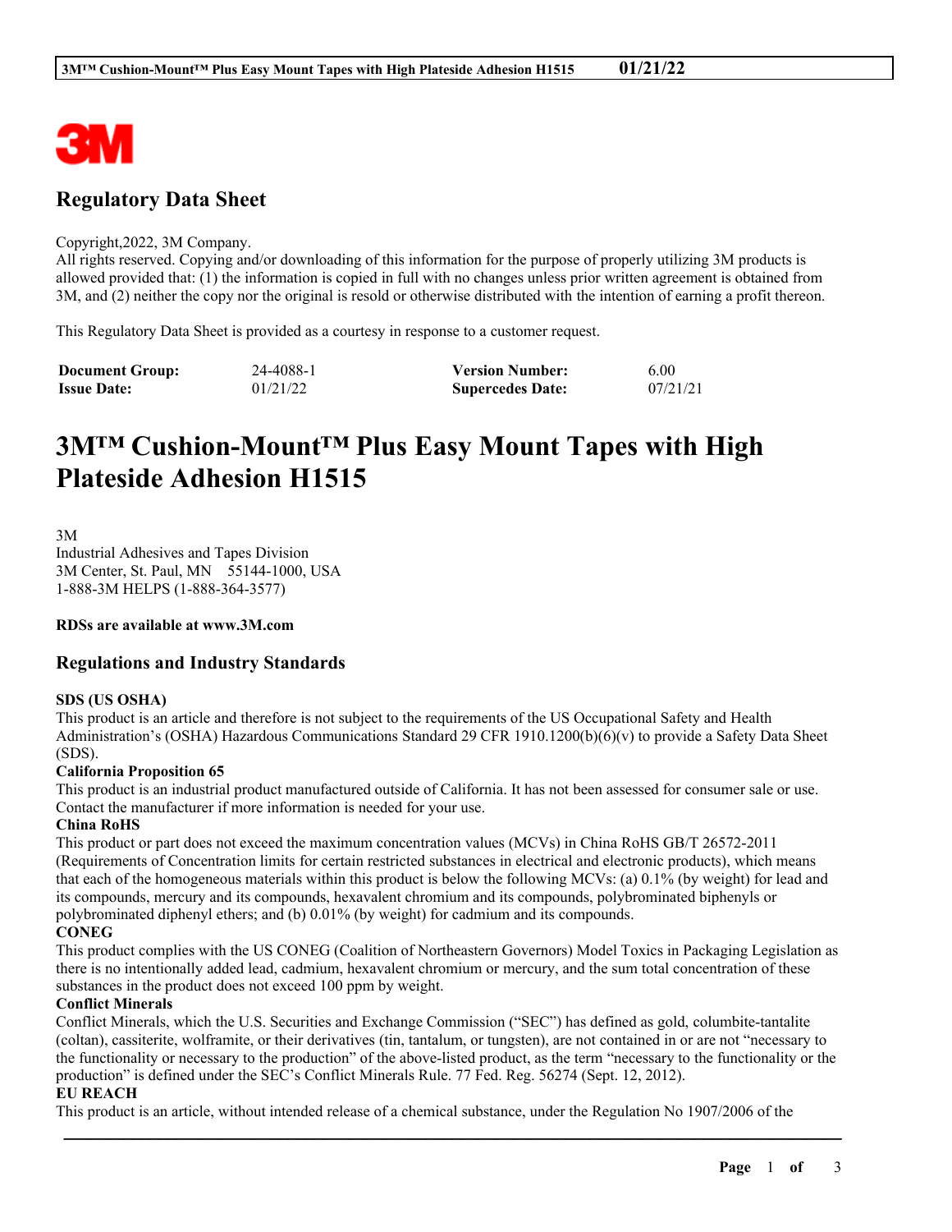# Regulatory Data Sheet

Copyright,2022, 3M Company.
All rights reserved. Copying and/or downloading of this information for the purpose of properly utilizing 3M products is allowed provided that: (1) the information is copied in full with no changes unless prior written agreement is obtained from 3M, and (2) neither the copy nor the original is resold or otherwise distributed with the intention of earning a profit thereon.

This Regulatory Data Sheet is provided as a courtesy in response to a customer request.

| **Document Group:** | 24-4088-1 | **Version Number:** | 6.00 |
|---|---|---|---|
| **Issue Date:** | 01/21/22 | **Supercedes Date:** | 07/21/21 |

# 3M™ Cushion-Mount™ Plus Easy Mount Tapes with High Plateside Adhesion H1515

3M
Industrial Adhesives and Tapes Division
3M Center, St. Paul, MN 55144-1000, USA
1-888-3M HELPS (1-888-364-3577)

**RDSs are available at www.3M.com**

## Regulations and Industry Standards

**SDS (US OSHA)**
This product is an article and therefore is not subject to the requirements of the US Occupational Safety and Health Administration's (OSHA) Hazardous Communications Standard 29 CFR 1910.1200(b)(6)(v) to provide a Safety Data Sheet (SDS).

**California Proposition 65**
This product is an industrial product manufactured outside of California. It has not been assessed for consumer sale or use. Contact the manufacturer if more information is needed for your use.

**China RoHS**
This product or part does not exceed the maximum concentration values (MCVs) in China RoHS GB/T 26572-2011 (Requirements of Concentration limits for certain restricted substances in electrical and electronic products), which means that each of the homogeneous materials within this product is below the following MCVs: (a) 0.1% (by weight) for lead and its compounds, mercury and its compounds, hexavalent chromium and its compounds, polybrominated biphenyls or polybrominated diphenyl ethers; and (b) 0.01% (by weight) for cadmium and its compounds.

**CONEG**
This product complies with the US CONEG (Coalition of Northeastern Governors) Model Toxics in Packaging Legislation as there is no intentionally added lead, cadmium, hexavalent chromium or mercury, and the sum total concentration of these substances in the product does not exceed 100 ppm by weight.

**Conflict Minerals**
Conflict Minerals, which the U.S. Securities and Exchange Commission ("SEC") has defined as gold, columbite-tantalite (coltan), cassiterite, wolframite, or their derivatives (tin, tantalum, or tungsten), are not contained in or are not "necessary to the functionality or necessary to the production" of the above-listed product, as the term "necessary to the functionality or the production" is defined under the SEC's Conflict Minerals Rule. 77 Fed. Reg. 56274 (Sept. 12, 2012).

**EU REACH**
This product is an article, without intended release of a chemical substance, under the Regulation No 1907/2006 of the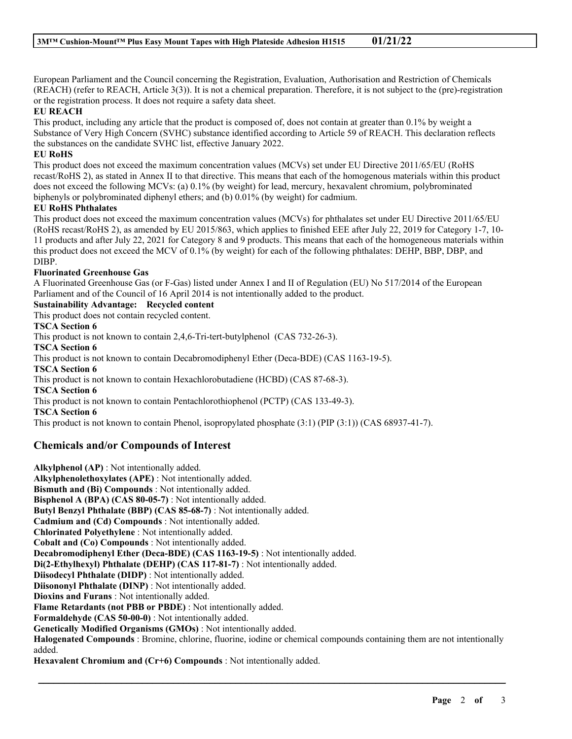European Parliament and the Council concerning the Registration, Evaluation, Authorisation and Restriction of Chemicals (REACH) (refer to REACH, Article 3(3)). It is not a chemical preparation. Therefore, it is not subject to the (pre)-registration or the registration process. It does not require a safety data sheet.

**EU REACH**

This product, including any article that the product is composed of, does not contain at greater than 0.1% by weight a Substance of Very High Concern (SVHC) substance identified according to Article 59 of REACH. This declaration reflects the substances on the candidate SVHC list, effective January 2022.

**EU RoHS**

This product does not exceed the maximum concentration values (MCVs) set under EU Directive 2011/65/EU (RoHS recast/RoHS 2), as stated in Annex II to that directive. This means that each of the homogenous materials within this product does not exceed the following MCVs: (a) 0.1% (by weight) for lead, mercury, hexavalent chromium, polybrominated biphenyls or polybrominated diphenyl ethers; and (b) 0.01% (by weight) for cadmium.

**EU RoHS Phthalates**

This product does not exceed the maximum concentration values (MCVs) for phthalates set under EU Directive 2011/65/EU (RoHS recast/RoHS 2), as amended by EU 2015/863, which applies to finished EEE after July 22, 2019 for Category 1-7, 10-11 products and after July 22, 2021 for Category 8 and 9 products. This means that each of the homogeneous materials within this product does not exceed the MCV of 0.1% (by weight) for each of the following phthalates: DEHP, BBP, DBP, and DIBP.

**Fluorinated Greenhouse Gas**

A Fluorinated Greenhouse Gas (or F-Gas) listed under Annex I and II of Regulation (EU) No 517/2014 of the European Parliament and of the Council of 16 April 2014 is not intentionally added to the product.

**Sustainability Advantage: Recycled content**

This product does not contain recycled content.

**TSCA Section 6**

This product is not known to contain 2,4,6-Tri-tert-butylphenol (CAS 732-26-3).

**TSCA Section 6**

This product is not known to contain Decabromodiphenyl Ether (Deca-BDE) (CAS 1163-19-5).

**TSCA Section 6**

This product is not known to contain Hexachlorobutadiene (HCBD) (CAS 87-68-3).

**TSCA Section 6**

This product is not known to contain Pentachlorothiophenol (PCTP) (CAS 133-49-3).

**TSCA Section 6**

This product is not known to contain Phenol, isopropylated phosphate (3:1) (PIP (3:1)) (CAS 68937-41-7).

## Chemicals and/or Compounds of Interest

**Alkylphenol (AP)** : Not intentionally added.
**Alkylphenolethoxylates (APE)** : Not intentionally added.
**Bismuth and (Bi) Compounds** : Not intentionally added.
**Bisphenol A (BPA) (CAS 80-05-7)** : Not intentionally added.
**Butyl Benzyl Phthalate (BBP) (CAS 85-68-7)** : Not intentionally added.
**Cadmium and (Cd) Compounds** : Not intentionally added.
**Chlorinated Polyethylene** : Not intentionally added.
**Cobalt and (Co) Compounds** : Not intentionally added.
**Decabromodiphenyl Ether (Deca-BDE) (CAS 1163-19-5)** : Not intentionally added.
**Di(2-Ethylhexyl) Phthalate (DEHP) (CAS 117-81-7)** : Not intentionally added.
**Diisodecyl Phthalate (DIDP)** : Not intentionally added.
**Diisononyl Phthalate (DINP)** : Not intentionally added.
**Dioxins and Furans** : Not intentionally added.
**Flame Retardants (not PBB or PBDE)** : Not intentionally added.
**Formaldehyde (CAS 50-00-0)** : Not intentionally added.
**Genetically Modified Organisms (GMOs)** : Not intentionally added.
**Halogenated Compounds** : Bromine, chlorine, fluorine, iodine or chemical compounds containing them are not intentionally added.
**Hexavalent Chromium and (Cr+6) Compounds** : Not intentionally added.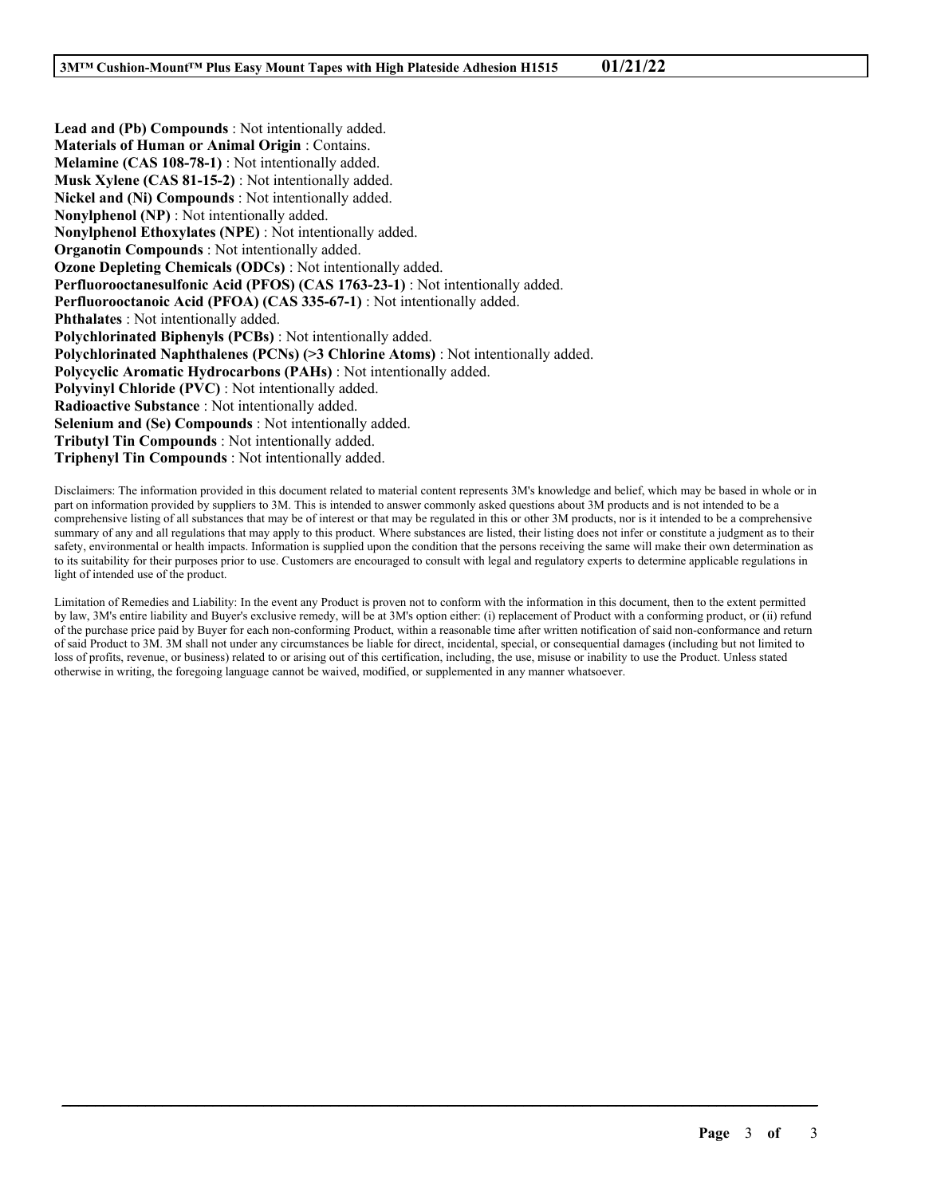**Lead and (Pb) Compounds** : Not intentionally added.
**Materials of Human or Animal Origin** : Contains.
**Melamine (CAS 108-78-1)** : Not intentionally added.
**Musk Xylene (CAS 81-15-2)** : Not intentionally added.
**Nickel and (Ni) Compounds** : Not intentionally added.
**Nonylphenol (NP)** : Not intentionally added.
**Nonylphenol Ethoxylates (NPE)** : Not intentionally added.
**Organotin Compounds** : Not intentionally added.
**Ozone Depleting Chemicals (ODCs)** : Not intentionally added.
**Perfluorooctanesulfonic Acid (PFOS) (CAS 1763-23-1)** : Not intentionally added.
**Perfluorooctanoic Acid (PFOA) (CAS 335-67-1)** : Not intentionally added.
**Phthalates** : Not intentionally added.
**Polychlorinated Biphenyls (PCBs)** : Not intentionally added.
**Polychlorinated Naphthalenes (PCNs) (>3 Chlorine Atoms)** : Not intentionally added.
**Polycyclic Aromatic Hydrocarbons (PAHs)** : Not intentionally added.
**Polyvinyl Chloride (PVC)** : Not intentionally added.
**Radioactive Substance** : Not intentionally added.
**Selenium and (Se) Compounds** : Not intentionally added.
**Tributyl Tin Compounds** : Not intentionally added.
**Triphenyl Tin Compounds** : Not intentionally added.

Disclaimers: The information provided in this document related to material content represents 3M's knowledge and belief, which may be based in whole or in part on information provided by suppliers to 3M. This is intended to answer commonly asked questions about 3M products and is not intended to be a comprehensive listing of all substances that may be of interest or that may be regulated in this or other 3M products, nor is it intended to be a comprehensive summary of any and all regulations that may apply to this product. Where substances are listed, their listing does not infer or constitute a judgment as to their safety, environmental or health impacts. Information is supplied upon the condition that the persons receiving the same will make their own determination as to its suitability for their purposes prior to use. Customers are encouraged to consult with legal and regulatory experts to determine applicable regulations in light of intended use of the product.

Limitation of Remedies and Liability: In the event any Product is proven not to conform with the information in this document, then to the extent permitted by law, 3M's entire liability and Buyer's exclusive remedy, will be at 3M's option either: (i) replacement of Product with a conforming product, or (ii) refund of the purchase price paid by Buyer for each non-conforming Product, within a reasonable time after written notification of said non-conformance and return of said Product to 3M. 3M shall not under any circumstances be liable for direct, incidental, special, or consequential damages (including but not limited to loss of profits, revenue, or business) related to or arising out of this certification, including, the use, misuse or inability to use the Product. Unless stated otherwise in writing, the foregoing language cannot be waived, modified, or supplemented in any manner whatsoever.